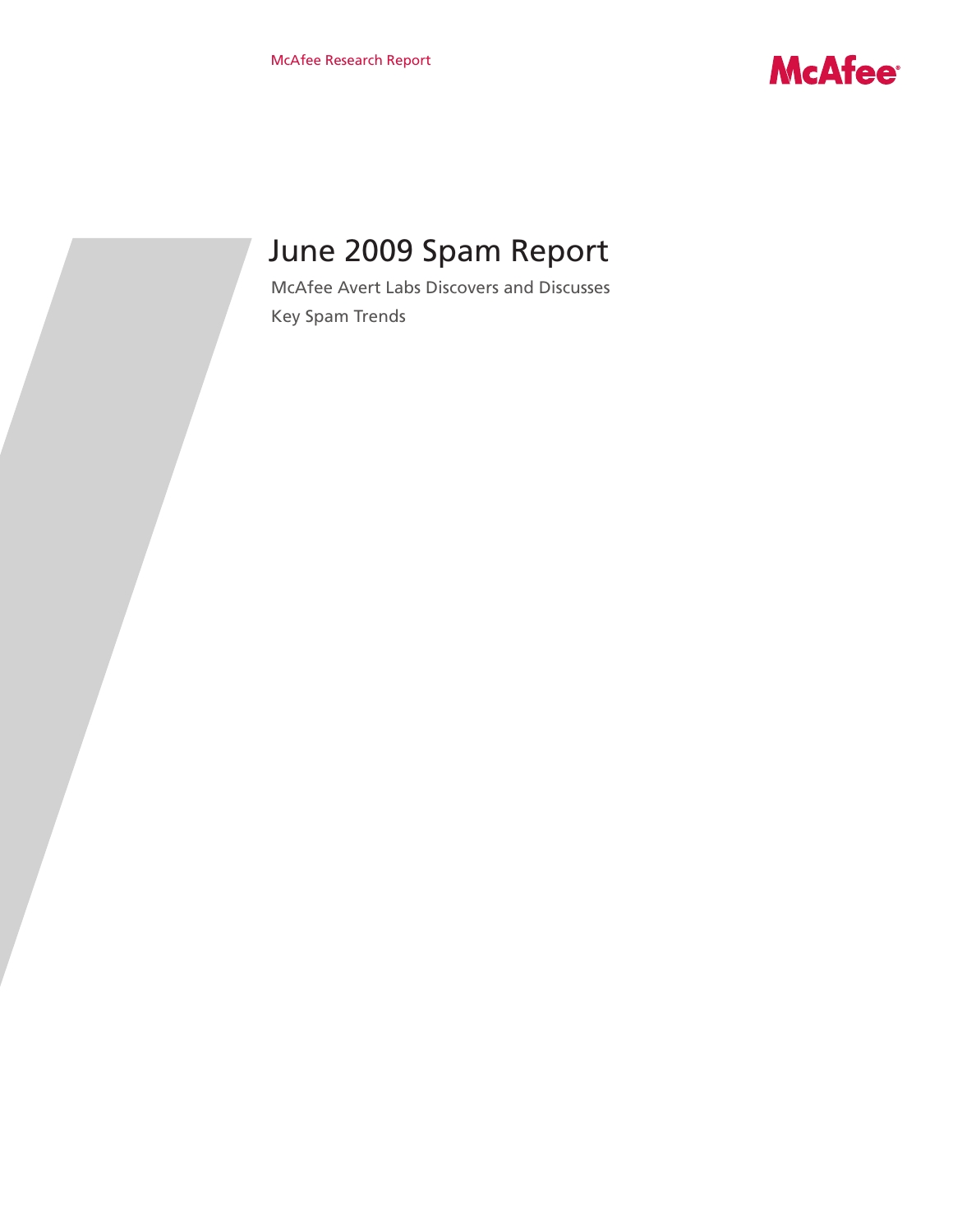McAfee Research Report

# June 2009 Spam Report

McAfee Avert Labs Discovers and Discusses Key Spam Trends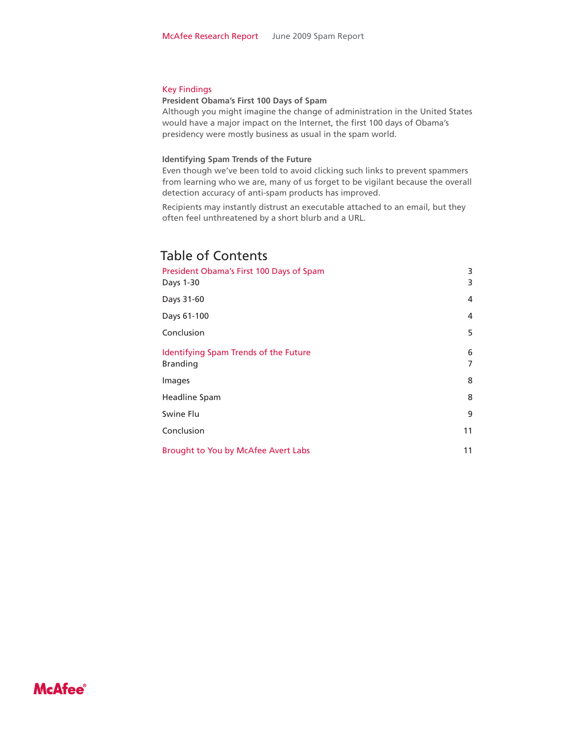## Key Findings

**President Obama's First 100 Days of Spam**

Although you might imagine the change of administration in the United States would have a major impact on the Internet, the first 100 days of Obama's presidency were mostly business as usual in the spam world.

**Identifying Spam Trends of the Future**

Even though we've been told to avoid clicking such links to prevent spammers from learning who we are, many of us forget to be vigilant because the overall detection accuracy of anti-spam products has improved.

Recipients may instantly distrust an executable attached to an email, but they often feel unthreatened by a short blurb and a URL.

## Table of Contents

| | |
|---|---|
| President Obama's First 100 Days of Spam | 3 |
| Days 1-30 | 3 |
| Days 31-60 | 4 |
| Days 61-100 | 4 |
| Conclusion | 5 |
| Identifying Spam Trends of the Future | 6 |
| Branding | 7 |
| Images | 8 |
| Headline Spam | 8 |
| Swine Flu | 9 |
| Conclusion | 11 |
| Brought to You by McAfee Avert Labs | 11 |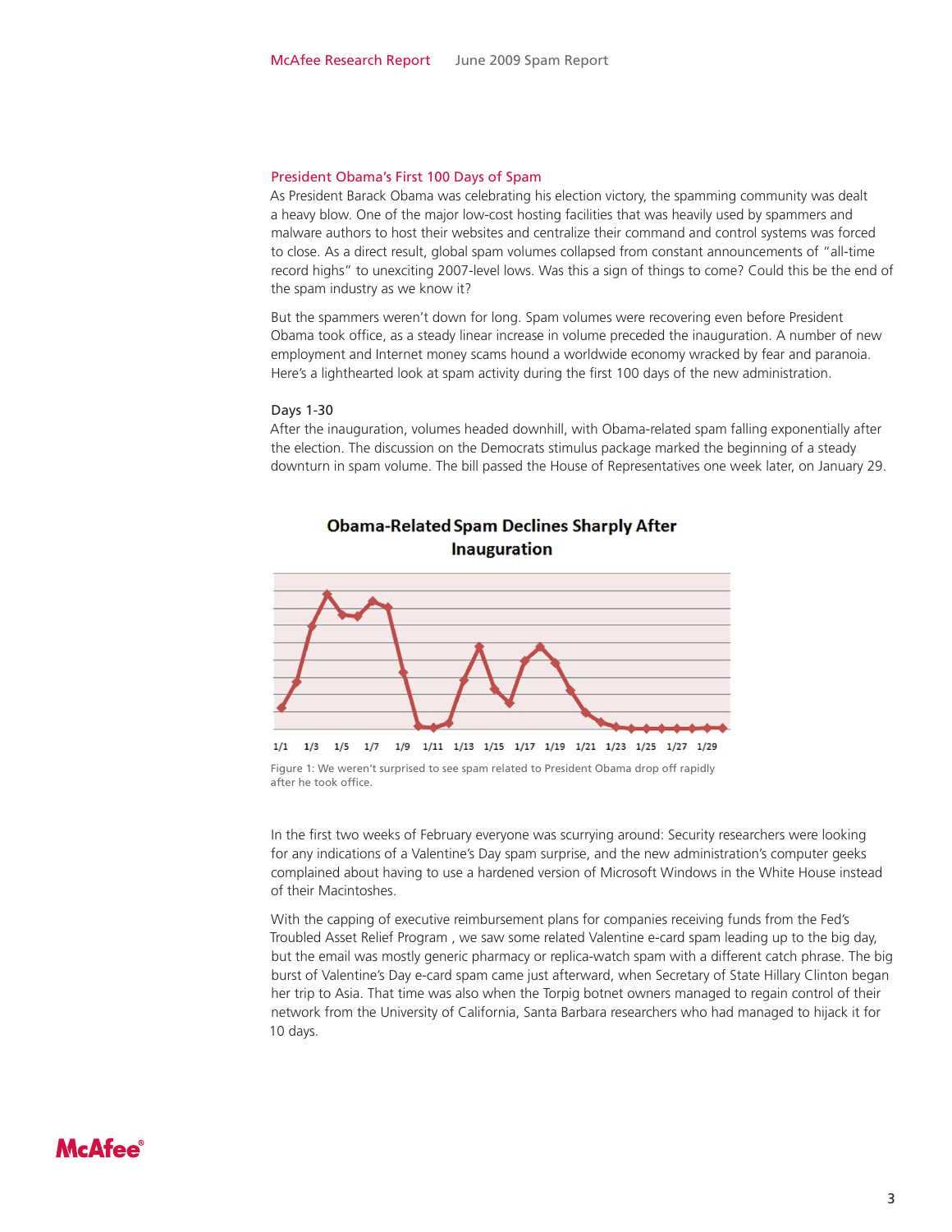## President Obama's First 100 Days of Spam

As President Barack Obama was celebrating his election victory, the spamming community was dealt a heavy blow. One of the major low-cost hosting facilities that was heavily used by spammers and malware authors to host their websites and centralize their command and control systems was forced to close. As a direct result, global spam volumes collapsed from constant announcements of "all-time record highs" to unexciting 2007-level lows. Was this a sign of things to come? Could this be the end of the spam industry as we know it?

But the spammers weren't down for long. Spam volumes were recovering even before President Obama took office, as a steady linear increase in volume preceded the inauguration. A number of new employment and Internet money scams hound a worldwide economy wracked by fear and paranoia. Here's a lighthearted look at spam activity during the first 100 days of the new administration.

### Days 1-30

After the inauguration, volumes headed downhill, with Obama-related spam falling exponentially after the election. The discussion on the Democrats stimulus package marked the beginning of a steady downturn in spam volume. The bill passed the House of Representatives one week later, on January 29.

**Obama-Related Spam Declines Sharply After Inauguration**

Figure 1: We weren't surprised to see spam related to President Obama drop off rapidly after he took office.

In the first two weeks of February everyone was scurrying around: Security researchers were looking for any indications of a Valentine's Day spam surprise, and the new administration's computer geeks complained about having to use a hardened version of Microsoft Windows in the White House instead of their Macintoshes.

With the capping of executive reimbursement plans for companies receiving funds from the Fed's Troubled Asset Relief Program , we saw some related Valentine e-card spam leading up to the big day, but the email was mostly generic pharmacy or replica-watch spam with a different catch phrase. The big burst of Valentine's Day e-card spam came just afterward, when Secretary of State Hillary Clinton began her trip to Asia. That time was also when the Torpig botnet owners managed to regain control of their network from the University of California, Santa Barbara researchers who had managed to hijack it for 10 days.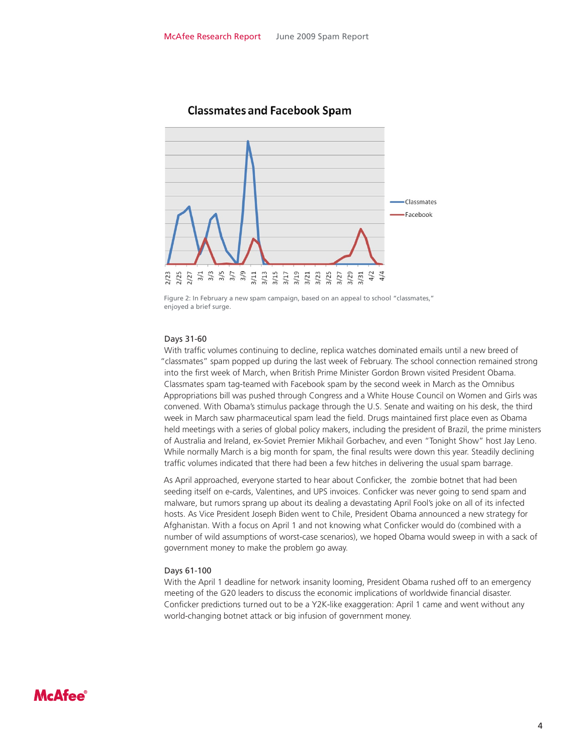**Classmates and Facebook Spam**

Figure 2: In February a new spam campaign, based on an appeal to school "classmates," enjoyed a brief surge.

### Days 31-60

With traffic volumes continuing to decline, replica watches dominated emails until a new breed of "classmates" spam popped up during the last week of February. The school connection remained strong into the first week of March, when British Prime Minister Gordon Brown visited President Obama. Classmates spam tag-teamed with Facebook spam by the second week in March as the Omnibus Appropriations bill was pushed through Congress and a White House Council on Women and Girls was convened. With Obama's stimulus package through the U.S. Senate and waiting on his desk, the third week in March saw pharmaceutical spam lead the field. Drugs maintained first place even as Obama held meetings with a series of global policy makers, including the president of Brazil, the prime ministers of Australia and Ireland, ex-Soviet Premier Mikhail Gorbachev, and even "Tonight Show" host Jay Leno. While normally March is a big month for spam, the final results were down this year. Steadily declining traffic volumes indicated that there had been a few hitches in delivering the usual spam barrage.

As April approached, everyone started to hear about Conficker, the zombie botnet that had been seeding itself on e-cards, Valentines, and UPS invoices. Conficker was never going to send spam and malware, but rumors sprang up about its dealing a devastating April Fool's joke on all of its infected hosts. As Vice President Joseph Biden went to Chile, President Obama announced a new strategy for Afghanistan. With a focus on April 1 and not knowing what Conficker would do (combined with a number of wild assumptions of worst-case scenarios), we hoped Obama would sweep in with a sack of government money to make the problem go away.

### Days 61-100

With the April 1 deadline for network insanity looming, President Obama rushed off to an emergency meeting of the G20 leaders to discuss the economic implications of worldwide financial disaster. Conficker predictions turned out to be a Y2K-like exaggeration: April 1 came and went without any world-changing botnet attack or big infusion of government money.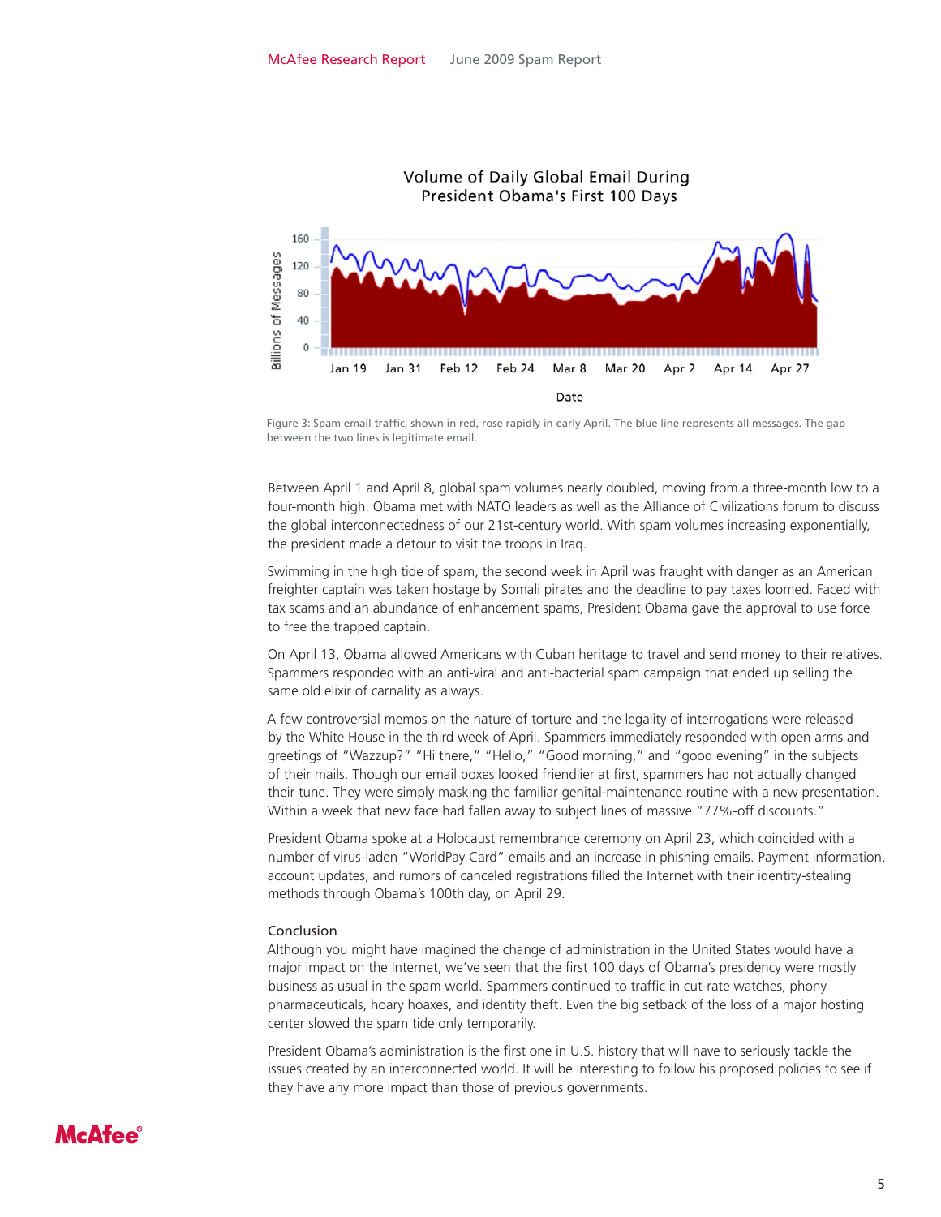Volume of Daily Global Email During President Obama's First 100 Days

Figure 3: Spam email traffic, shown in red, rose rapidly in early April. The blue line represents all messages. The gap between the two lines is legitimate email.

Between April 1 and April 8, global spam volumes nearly doubled, moving from a three-month low to a four-month high. Obama met with NATO leaders as well as the Alliance of Civilizations forum to discuss the global interconnectedness of our 21st-century world. With spam volumes increasing exponentially, the president made a detour to visit the troops in Iraq.

Swimming in the high tide of spam, the second week in April was fraught with danger as an American freighter captain was taken hostage by Somali pirates and the deadline to pay taxes loomed. Faced with tax scams and an abundance of enhancement spams, President Obama gave the approval to use force to free the trapped captain.

On April 13, Obama allowed Americans with Cuban heritage to travel and send money to their relatives. Spammers responded with an anti-viral and anti-bacterial spam campaign that ended up selling the same old elixir of carnality as always.

A few controversial memos on the nature of torture and the legality of interrogations were released by the White House in the third week of April. Spammers immediately responded with open arms and greetings of "Wazzup?" "Hi there," "Hello," "Good morning," and "good evening" in the subjects of their mails. Though our email boxes looked friendlier at first, spammers had not actually changed their tune. They were simply masking the familiar genital-maintenance routine with a new presentation. Within a week that new face had fallen away to subject lines of massive "77%-off discounts."

President Obama spoke at a Holocaust remembrance ceremony on April 23, which coincided with a number of virus-laden "WorldPay Card" emails and an increase in phishing emails. Payment information, account updates, and rumors of canceled registrations filled the Internet with their identity-stealing methods through Obama's 100th day, on April 29.

## Conclusion

Although you might have imagined the change of administration in the United States would have a major impact on the Internet, we've seen that the first 100 days of Obama's presidency were mostly business as usual in the spam world. Spammers continued to traffic in cut-rate watches, phony pharmaceuticals, hoary hoaxes, and identity theft. Even the big setback of the loss of a major hosting center slowed the spam tide only temporarily.

President Obama's administration is the first one in U.S. history that will have to seriously tackle the issues created by an interconnected world. It will be interesting to follow his proposed policies to see if they have any more impact than those of previous governments.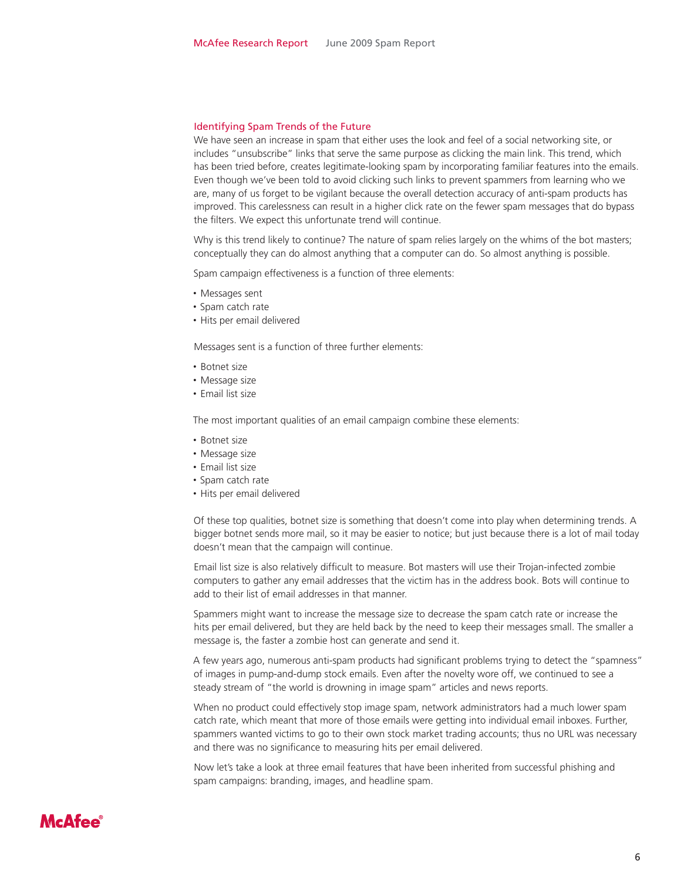## Identifying Spam Trends of the Future

We have seen an increase in spam that either uses the look and feel of a social networking site, or includes "unsubscribe" links that serve the same purpose as clicking the main link. This trend, which has been tried before, creates legitimate-looking spam by incorporating familiar features into the emails. Even though we've been told to avoid clicking such links to prevent spammers from learning who we are, many of us forget to be vigilant because the overall detection accuracy of anti-spam products has improved. This carelessness can result in a higher click rate on the fewer spam messages that do bypass the filters. We expect this unfortunate trend will continue.

Why is this trend likely to continue? The nature of spam relies largely on the whims of the bot masters; conceptually they can do almost anything that a computer can do. So almost anything is possible.

Spam campaign effectiveness is a function of three elements:

- Messages sent
- Spam catch rate
- Hits per email delivered

Messages sent is a function of three further elements:

- Botnet size
- Message size
- Email list size

The most important qualities of an email campaign combine these elements:

- Botnet size
- Message size
- Email list size
- Spam catch rate
- Hits per email delivered

Of these top qualities, botnet size is something that doesn't come into play when determining trends. A bigger botnet sends more mail, so it may be easier to notice; but just because there is a lot of mail today doesn't mean that the campaign will continue.

Email list size is also relatively difficult to measure. Bot masters will use their Trojan-infected zombie computers to gather any email addresses that the victim has in the address book. Bots will continue to add to their list of email addresses in that manner.

Spammers might want to increase the message size to decrease the spam catch rate or increase the hits per email delivered, but they are held back by the need to keep their messages small. The smaller a message is, the faster a zombie host can generate and send it.

A few years ago, numerous anti-spam products had significant problems trying to detect the "spamness" of images in pump-and-dump stock emails. Even after the novelty wore off, we continued to see a steady stream of "the world is drowning in image spam" articles and news reports.

When no product could effectively stop image spam, network administrators had a much lower spam catch rate, which meant that more of those emails were getting into individual email inboxes. Further, spammers wanted victims to go to their own stock market trading accounts; thus no URL was necessary and there was no significance to measuring hits per email delivered.

Now let's take a look at three email features that have been inherited from successful phishing and spam campaigns: branding, images, and headline spam.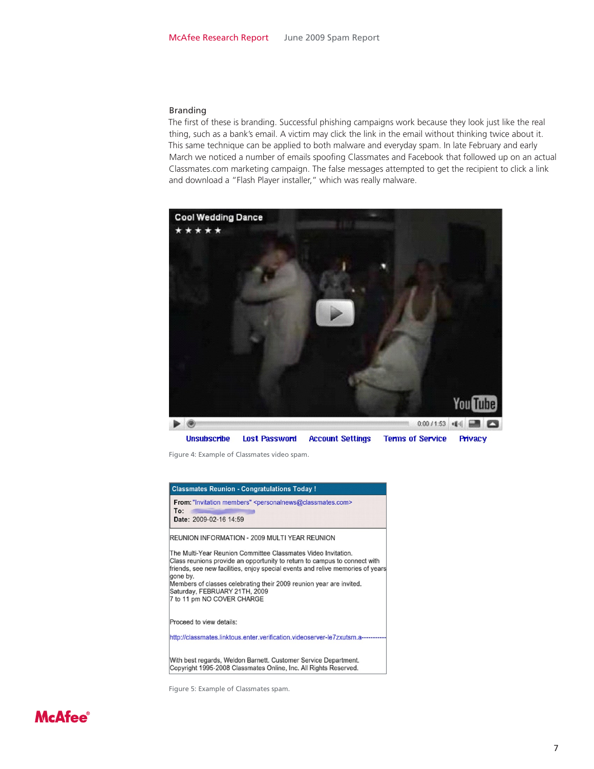## Branding

The first of these is branding. Successful phishing campaigns work because they look just like the real thing, such as a bank's email. A victim may click the link in the email without thinking twice about it. This same technique can be applied to both malware and everyday spam. In late February and early March we noticed a number of emails spoofing Classmates and Facebook that followed up on an actual Classmates.com marketing campaign. The false messages attempted to get the recipient to click a link and download a "Flash Player installer," which was really malware.

Figure 4: Example of Classmates video spam.

Figure 5: Example of Classmates spam.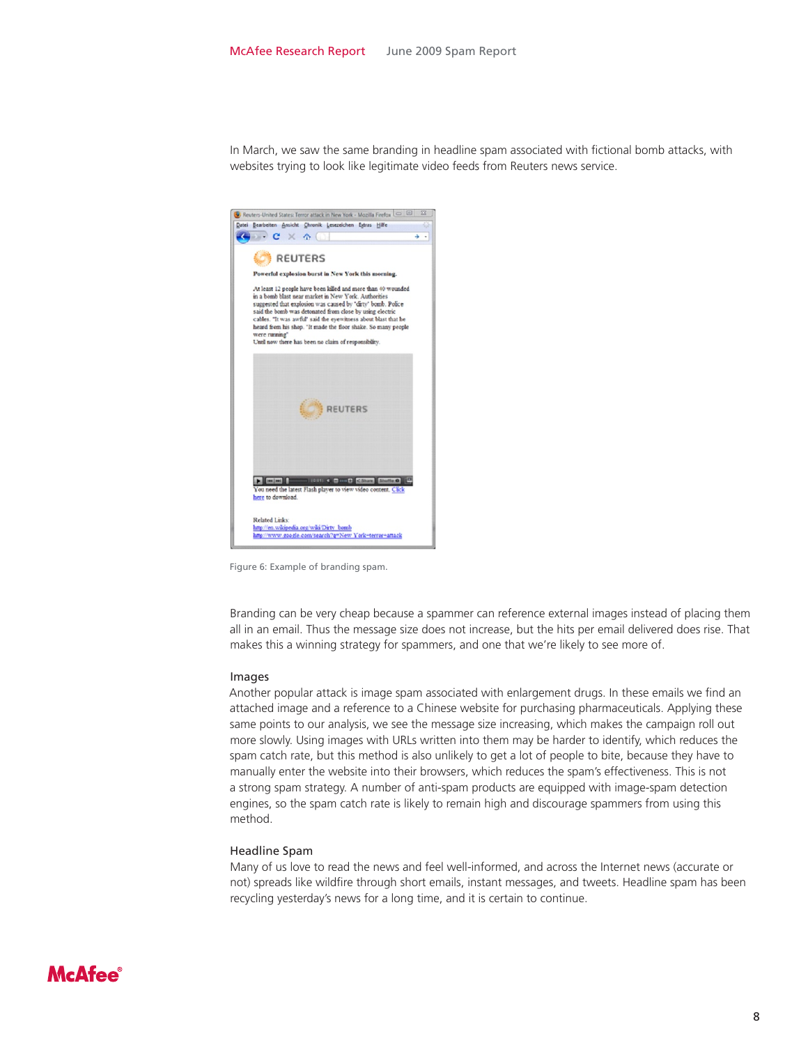In March, we saw the same branding in headline spam associated with fictional bomb attacks, with websites trying to look like legitimate video feeds from Reuters news service.

Figure 6: Example of branding spam.

Branding can be very cheap because a spammer can reference external images instead of placing them all in an email. Thus the message size does not increase, but the hits per email delivered does rise. That makes this a winning strategy for spammers, and one that we're likely to see more of.

### Images

Another popular attack is image spam associated with enlargement drugs. In these emails we find an attached image and a reference to a Chinese website for purchasing pharmaceuticals. Applying these same points to our analysis, we see the message size increasing, which makes the campaign roll out more slowly. Using images with URLs written into them may be harder to identify, which reduces the spam catch rate, but this method is also unlikely to get a lot of people to bite, because they have to manually enter the website into their browsers, which reduces the spam's effectiveness. This is not a strong spam strategy. A number of anti-spam products are equipped with image-spam detection engines, so the spam catch rate is likely to remain high and discourage spammers from using this method.

### Headline Spam

Many of us love to read the news and feel well-informed, and across the Internet news (accurate or not) spreads like wildfire through short emails, instant messages, and tweets. Headline spam has been recycling yesterday's news for a long time, and it is certain to continue.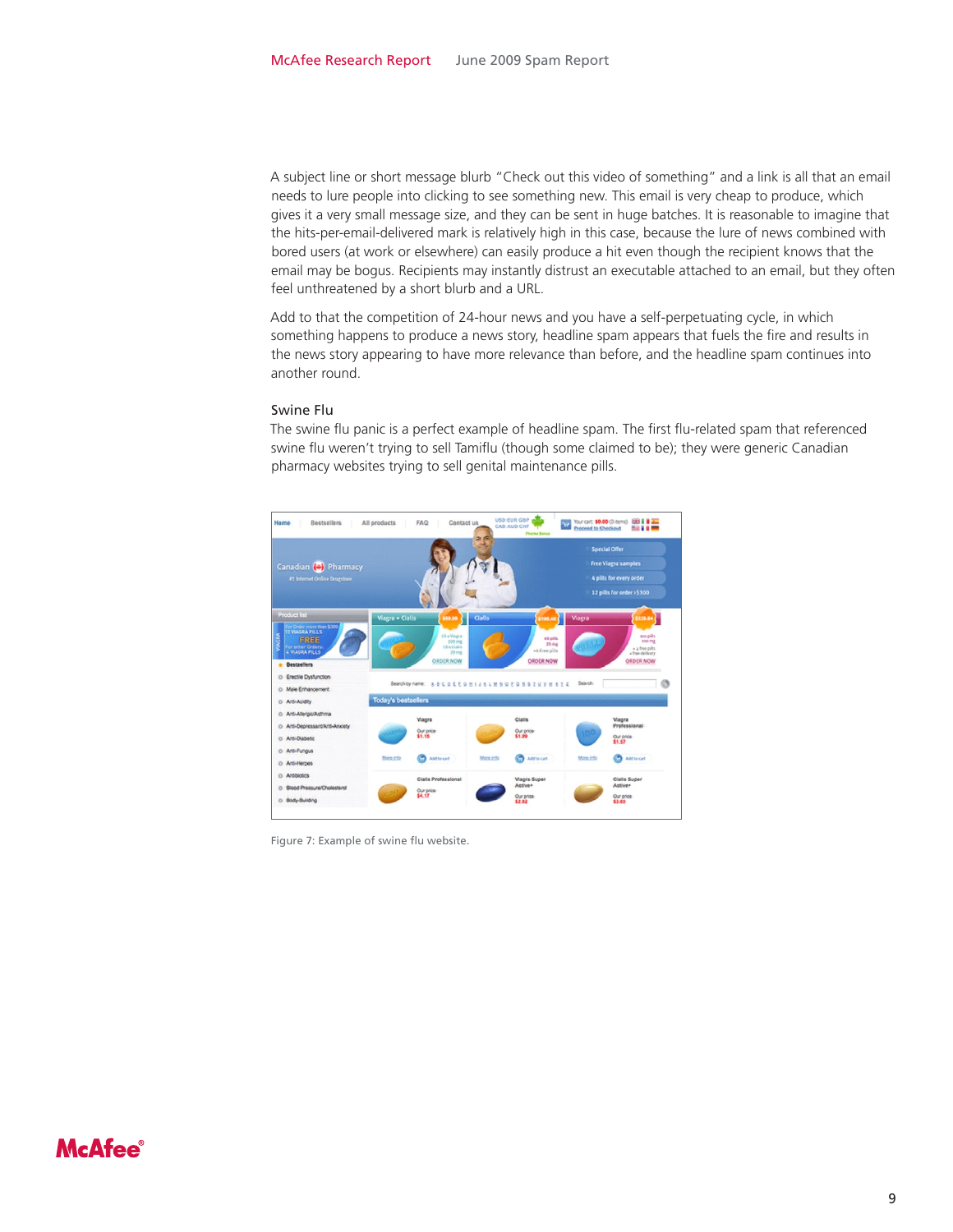A subject line or short message blurb "Check out this video of something" and a link is all that an email needs to lure people into clicking to see something new. This email is very cheap to produce, which gives it a very small message size, and they can be sent in huge batches. It is reasonable to imagine that the hits-per-email-delivered mark is relatively high in this case, because the lure of news combined with bored users (at work or elsewhere) can easily produce a hit even though the recipient knows that the email may be bogus. Recipients may instantly distrust an executable attached to an email, but they often feel unthreatened by a short blurb and a URL.

Add to that the competition of 24-hour news and you have a self-perpetuating cycle, in which something happens to produce a news story, headline spam appears that fuels the fire and results in the news story appearing to have more relevance than before, and the headline spam continues into another round.

### Swine Flu

The swine flu panic is a perfect example of headline spam. The first flu-related spam that referenced swine flu weren't trying to sell Tamiflu (though some claimed to be); they were generic Canadian pharmacy websites trying to sell genital maintenance pills.

Figure 7: Example of swine flu website.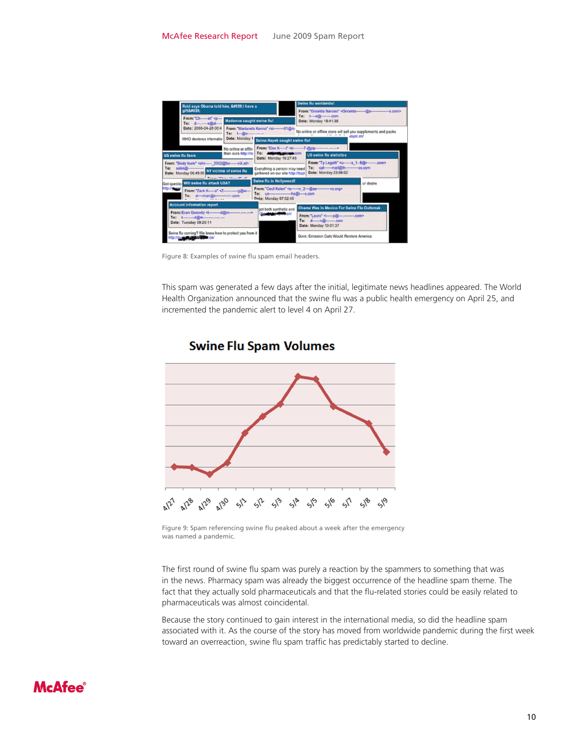Figure 8: Examples of swine flu spam email headers.

This spam was generated a few days after the initial, legitimate news headlines appeared. The World Health Organization announced that the swine flu was a public health emergency on April 25, and incremented the pandemic alert to level 4 on April 27.

Figure 9: Spam referencing swine flu peaked about a week after the emergency was named a pandemic.

The first round of swine flu spam was purely a reaction by the spammers to something that was in the news. Pharmacy spam was already the biggest occurrence of the headline spam theme. The fact that they actually sold pharmaceuticals and that the flu-related stories could be easily related to pharmaceuticals was almost coincidental.

Because the story continued to gain interest in the international media, so did the headline spam associated with it. As the course of the story has moved from worldwide pandemic during the first week toward an overreaction, swine flu spam traffic has predictably started to decline.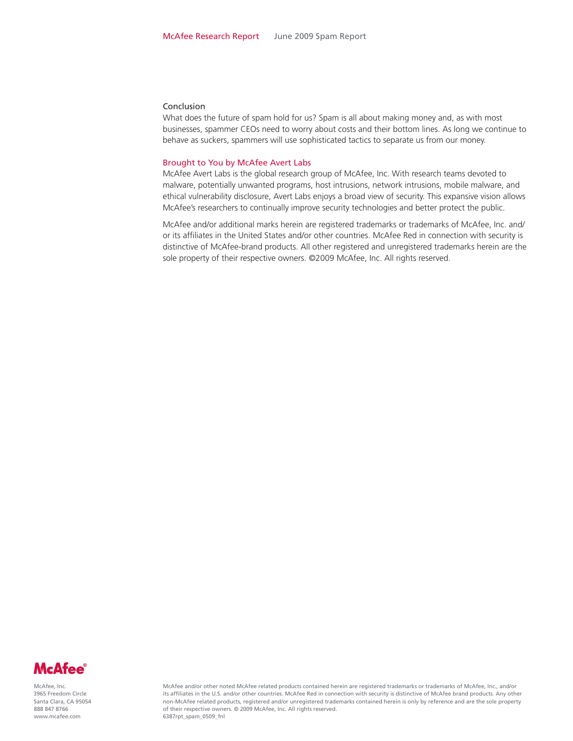## Conclusion

What does the future of spam hold for us? Spam is all about making money and, as with most businesses, spammer CEOs need to worry about costs and their bottom lines. As long we continue to behave as suckers, spammers will use sophisticated tactics to separate us from our money.

## Brought to You by McAfee Avert Labs

McAfee Avert Labs is the global research group of McAfee, Inc. With research teams devoted to malware, potentially unwanted programs, host intrusions, network intrusions, mobile malware, and ethical vulnerability disclosure, Avert Labs enjoys a broad view of security. This expansive vision allows McAfee's researchers to continually improve security technologies and better protect the public.

McAfee and/or additional marks herein are registered trademarks or trademarks of McAfee, Inc. and/or its affiliates in the United States and/or other countries. McAfee Red in connection with security is distinctive of McAfee-brand products. All other registered and unregistered trademarks herein are the sole property of their respective owners. ©2009 McAfee, Inc. All rights reserved.

McAfee®

McAfee, Inc.
3965 Freedom Circle
Santa Clara, CA 95054
888 847 8766
www.mcafee.com

McAfee and/or other noted McAfee related products contained herein are registered trademarks or trademarks of McAfee, Inc., and/or its affiliates in the U.S. and/or other countries. McAfee Red in connection with security is distinctive of McAfee brand products. Any other non-McAfee related products, registered and/or unregistered trademarks contained herein is only by reference and are the sole property of their respective owners. © 2009 McAfee, Inc. All rights reserved.
6387rpt_spam_0509_fnl